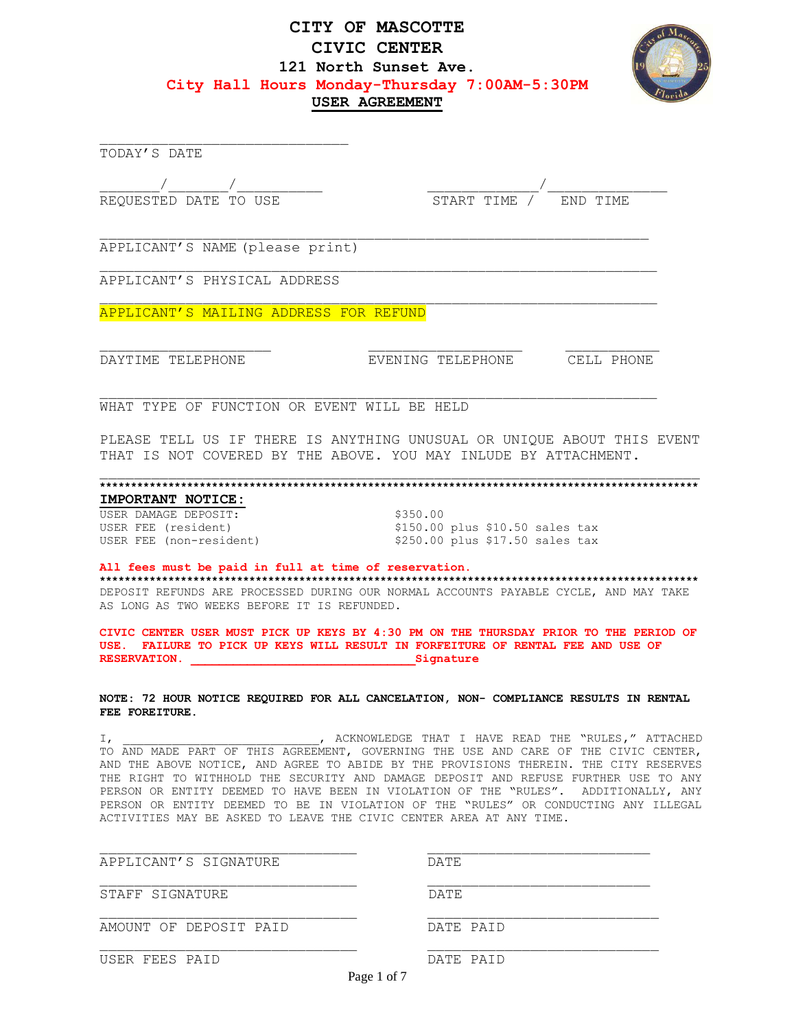# CITY OF MASCOTTE
## CIVIC CENTER
### 121 North Sunset Ave.
**City Hall Hours Monday-Thursday 7:00AM-5:30PM**

**USER AGREEMENT**

______________________________
TODAY'S DATE

_______/_______/__________ ______________/______________
REQUESTED DATE TO USE START TIME / END TIME

__________________________________________________________________
APPLICANT'S NAME (please print)

__________________________________________________________________
APPLICANT'S PHYSICAL ADDRESS

__________________________________________________________________
APPLICANT'S MAILING ADDRESS FOR REFUND

____________________ __________________ ___________
DAYTIME TELEPHONE EVENING TELEPHONE CELL PHONE

__________________________________________________________________
WHAT TYPE OF FUNCTION OR EVENT WILL BE HELD

PLEASE TELL US IF THERE IS ANYTHING UNUSUAL OR UNIQUE ABOUT THIS EVENT THAT IS NOT COVERED BY THE ABOVE. YOU MAY INLUDE BY ATTACHMENT.

__________________________________________________________________

*********************************************************************************************

**IMPORTANT NOTICE:**

| | |
|---|---|
| USER DAMAGE DEPOSIT: | $350.00 |
| USER FEE (resident) | $150.00 plus $10.50 sales tax |
| USER FEE (non-resident) | $250.00 plus $17.50 sales tax |

**All fees must be paid in full at time of reservation.**

*********************************************************************************************

DEPOSIT REFUNDS ARE PROCESSED DURING OUR NORMAL ACCOUNTS PAYABLE CYCLE, AND MAY TAKE AS LONG AS TWO WEEKS BEFORE IT IS REFUNDED.

**CIVIC CENTER USER MUST PICK UP KEYS BY 4:30 PM ON THE THURSDAY PRIOR TO THE PERIOD OF USE. FAILURE TO PICK UP KEYS WILL RESULT IN FORFEITURE OF RENTAL FEE AND USE OF RESERVATION. ______________________________Signature**

**NOTE: 72 HOUR NOTICE REQUIRED FOR ALL CANCELATION, NON- COMPLIANCE RESULTS IN RENTAL FEE FOREITURE.**

I, ___________________________, ACKNOWLEDGE THAT I HAVE READ THE "RULES," ATTACHED TO AND MADE PART OF THIS AGREEMENT, GOVERNING THE USE AND CARE OF THE CIVIC CENTER, AND THE ABOVE NOTICE, AND AGREE TO ABIDE BY THE PROVISIONS THEREIN. THE CITY RESERVES THE RIGHT TO WITHHOLD THE SECURITY AND DAMAGE DEPOSIT AND REFUSE FURTHER USE TO ANY PERSON OR ENTITY DEEMED TO HAVE BEEN IN VIOLATION OF THE "RULES". ADDITIONALLY, ANY PERSON OR ENTITY DEEMED TO BE IN VIOLATION OF THE "RULES" OR CONDUCTING ANY ILLEGAL ACTIVITIES MAY BE ASKED TO LEAVE THE CIVIC CENTER AREA AT ANY TIME.

______________________________ ______________________________
APPLICANT'S SIGNATURE DATE

______________________________ ______________________________
STAFF SIGNATURE DATE

______________________________ ______________________________
AMOUNT OF DEPOSIT PAID DATE PAID

______________________________ ______________________________
USER FEES PAID DATE PAID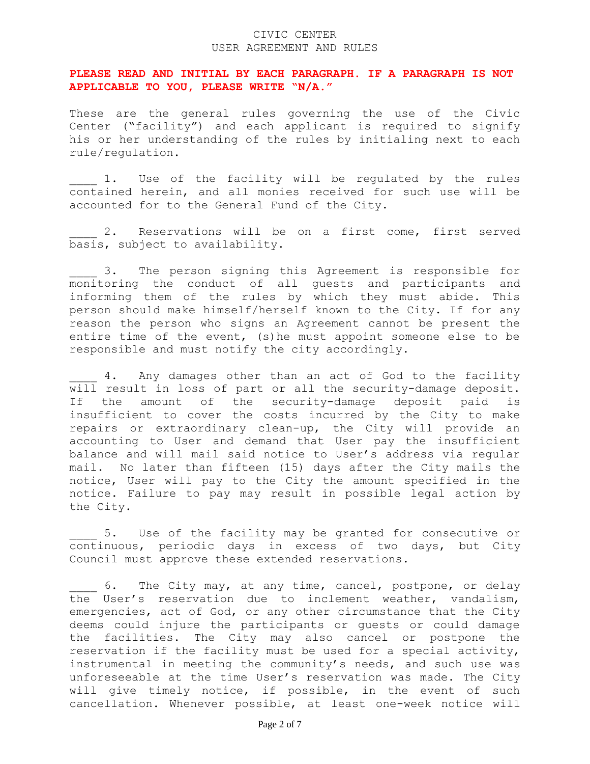CIVIC CENTER
USER AGREEMENT AND RULES

**PLEASE READ AND INITIAL BY EACH PARAGRAPH. IF A PARAGRAPH IS NOT APPLICABLE TO YOU, PLEASE WRITE "N/A."**

These are the general rules governing the use of the Civic Center ("facility") and each applicant is required to signify his or her understanding of the rules by initialing next to each rule/regulation.

____ 1. Use of the facility will be regulated by the rules contained herein, and all monies received for such use will be accounted for to the General Fund of the City.

____ 2. Reservations will be on a first come, first served basis, subject to availability.

____ 3. The person signing this Agreement is responsible for monitoring the conduct of all guests and participants and informing them of the rules by which they must abide. This person should make himself/herself known to the City. If for any reason the person who signs an Agreement cannot be present the entire time of the event, (s)he must appoint someone else to be responsible and must notify the city accordingly.

____ 4. Any damages other than an act of God to the facility will result in loss of part or all the security-damage deposit. If the amount of the security-damage deposit paid is insufficient to cover the costs incurred by the City to make repairs or extraordinary clean-up, the City will provide an accounting to User and demand that User pay the insufficient balance and will mail said notice to User's address via regular mail. No later than fifteen (15) days after the City mails the notice, User will pay to the City the amount specified in the notice. Failure to pay may result in possible legal action by the City.

____ 5. Use of the facility may be granted for consecutive or continuous, periodic days in excess of two days, but City Council must approve these extended reservations.

____ 6. The City may, at any time, cancel, postpone, or delay the User's reservation due to inclement weather, vandalism, emergencies, act of God, or any other circumstance that the City deems could injure the participants or guests or could damage the facilities. The City may also cancel or postpone the reservation if the facility must be used for a special activity, instrumental in meeting the community's needs, and such use was unforeseeable at the time User's reservation was made. The City will give timely notice, if possible, in the event of such cancellation. Whenever possible, at least one-week notice will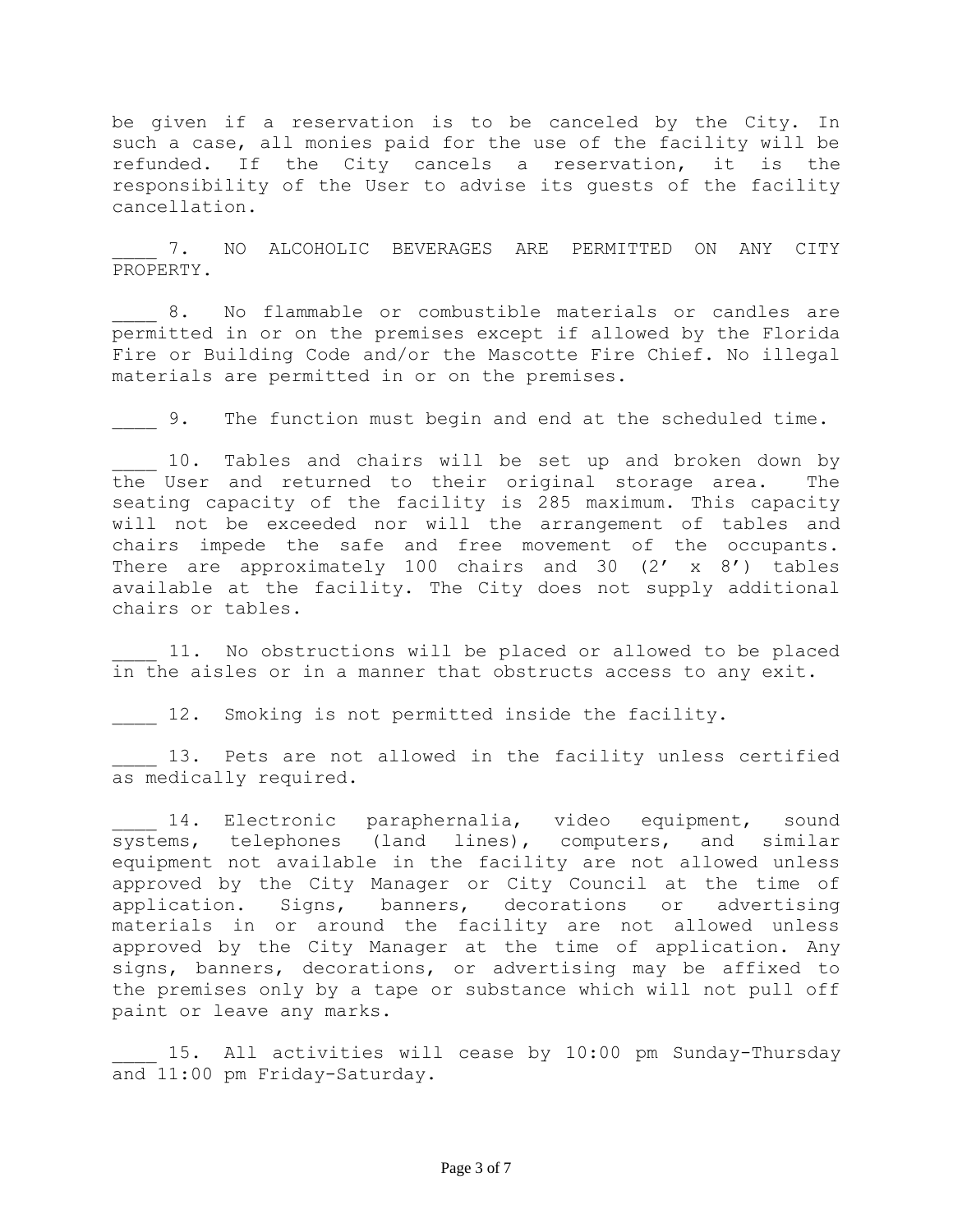be given if a reservation is to be canceled by the City. In such a case, all monies paid for the use of the facility will be refunded. If the City cancels a reservation, it is the responsibility of the User to advise its guests of the facility cancellation.

____ 7. NO ALCOHOLIC BEVERAGES ARE PERMITTED ON ANY CITY PROPERTY.

____ 8. No flammable or combustible materials or candles are permitted in or on the premises except if allowed by the Florida Fire or Building Code and/or the Mascotte Fire Chief. No illegal materials are permitted in or on the premises.

____ 9. The function must begin and end at the scheduled time.

____ 10. Tables and chairs will be set up and broken down by the User and returned to their original storage area. The seating capacity of the facility is 285 maximum. This capacity will not be exceeded nor will the arrangement of tables and chairs impede the safe and free movement of the occupants. There are approximately 100 chairs and 30 (2' x 8') tables available at the facility. The City does not supply additional chairs or tables.

____ 11. No obstructions will be placed or allowed to be placed in the aisles or in a manner that obstructs access to any exit.

____ 12. Smoking is not permitted inside the facility.

____ 13. Pets are not allowed in the facility unless certified as medically required.

____ 14. Electronic paraphernalia, video equipment, sound systems, telephones (land lines), computers, and similar equipment not available in the facility are not allowed unless approved by the City Manager or City Council at the time of application. Signs, banners, decorations or advertising materials in or around the facility are not allowed unless approved by the City Manager at the time of application. Any signs, banners, decorations, or advertising may be affixed to the premises only by a tape or substance which will not pull off paint or leave any marks.

____ 15. All activities will cease by 10:00 pm Sunday-Thursday and 11:00 pm Friday-Saturday.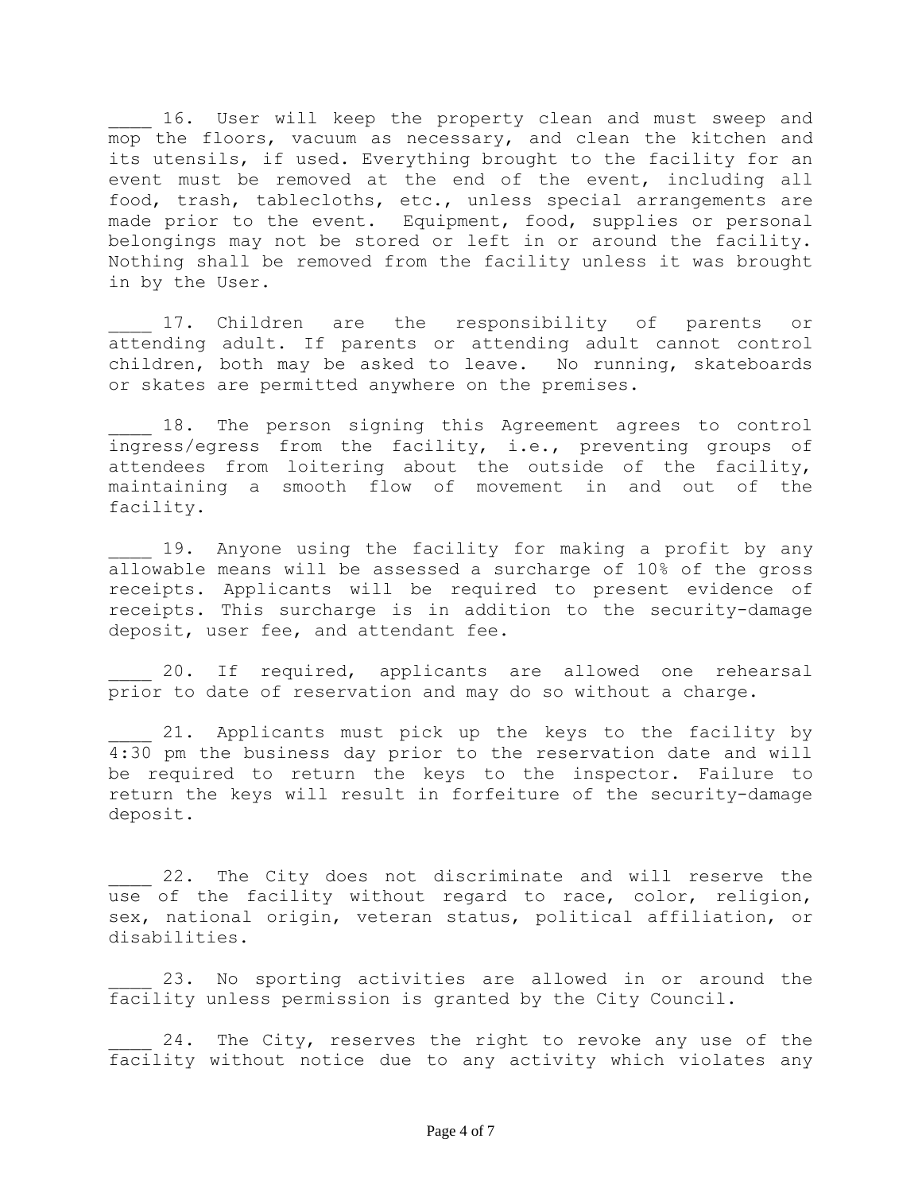____ 16. User will keep the property clean and must sweep and mop the floors, vacuum as necessary, and clean the kitchen and its utensils, if used. Everything brought to the facility for an event must be removed at the end of the event, including all food, trash, tablecloths, etc., unless special arrangements are made prior to the event. Equipment, food, supplies or personal belongings may not be stored or left in or around the facility. Nothing shall be removed from the facility unless it was brought in by the User.

____ 17. Children are the responsibility of parents or attending adult. If parents or attending adult cannot control children, both may be asked to leave. No running, skateboards or skates are permitted anywhere on the premises.

____ 18. The person signing this Agreement agrees to control ingress/egress from the facility, i.e., preventing groups of attendees from loitering about the outside of the facility, maintaining a smooth flow of movement in and out of the facility.

____ 19. Anyone using the facility for making a profit by any allowable means will be assessed a surcharge of 10% of the gross receipts. Applicants will be required to present evidence of receipts. This surcharge is in addition to the security-damage deposit, user fee, and attendant fee.

____ 20. If required, applicants are allowed one rehearsal prior to date of reservation and may do so without a charge.

____ 21. Applicants must pick up the keys to the facility by 4:30 pm the business day prior to the reservation date and will be required to return the keys to the inspector. Failure to return the keys will result in forfeiture of the security-damage deposit.

____ 22. The City does not discriminate and will reserve the use of the facility without regard to race, color, religion, sex, national origin, veteran status, political affiliation, or disabilities.

____ 23. No sporting activities are allowed in or around the facility unless permission is granted by the City Council.

____ 24. The City, reserves the right to revoke any use of the facility without notice due to any activity which violates any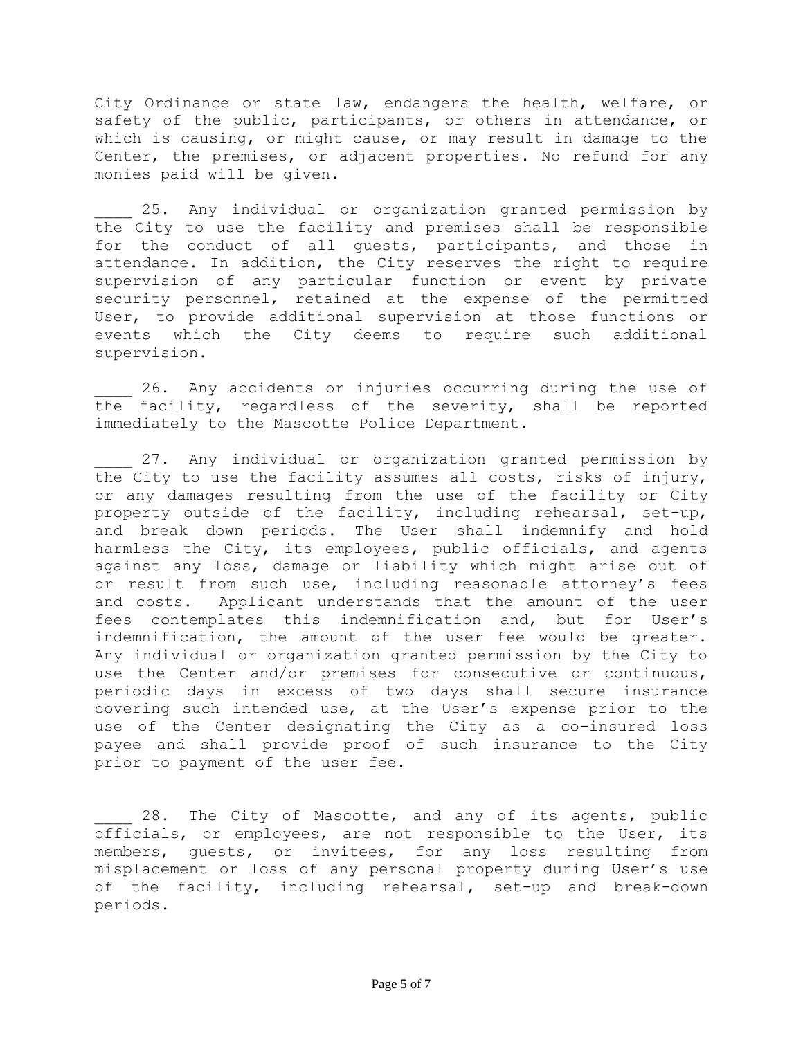City Ordinance or state law, endangers the health, welfare, or safety of the public, participants, or others in attendance, or which is causing, or might cause, or may result in damage to the Center, the premises, or adjacent properties. No refund for any monies paid will be given.

____ 25. Any individual or organization granted permission by the City to use the facility and premises shall be responsible for the conduct of all guests, participants, and those in attendance. In addition, the City reserves the right to require supervision of any particular function or event by private security personnel, retained at the expense of the permitted User, to provide additional supervision at those functions or events which the City deems to require such additional supervision.

____ 26. Any accidents or injuries occurring during the use of the facility, regardless of the severity, shall be reported immediately to the Mascotte Police Department.

____ 27. Any individual or organization granted permission by the City to use the facility assumes all costs, risks of injury, or any damages resulting from the use of the facility or City property outside of the facility, including rehearsal, set-up, and break down periods. The User shall indemnify and hold harmless the City, its employees, public officials, and agents against any loss, damage or liability which might arise out of or result from such use, including reasonable attorney's fees and costs. Applicant understands that the amount of the user fees contemplates this indemnification and, but for User's indemnification, the amount of the user fee would be greater. Any individual or organization granted permission by the City to use the Center and/or premises for consecutive or continuous, periodic days in excess of two days shall secure insurance covering such intended use, at the User's expense prior to the use of the Center designating the City as a co-insured loss payee and shall provide proof of such insurance to the City prior to payment of the user fee.

____ 28. The City of Mascotte, and any of its agents, public officials, or employees, are not responsible to the User, its members, guests, or invitees, for any loss resulting from misplacement or loss of any personal property during User's use of the facility, including rehearsal, set-up and break-down periods.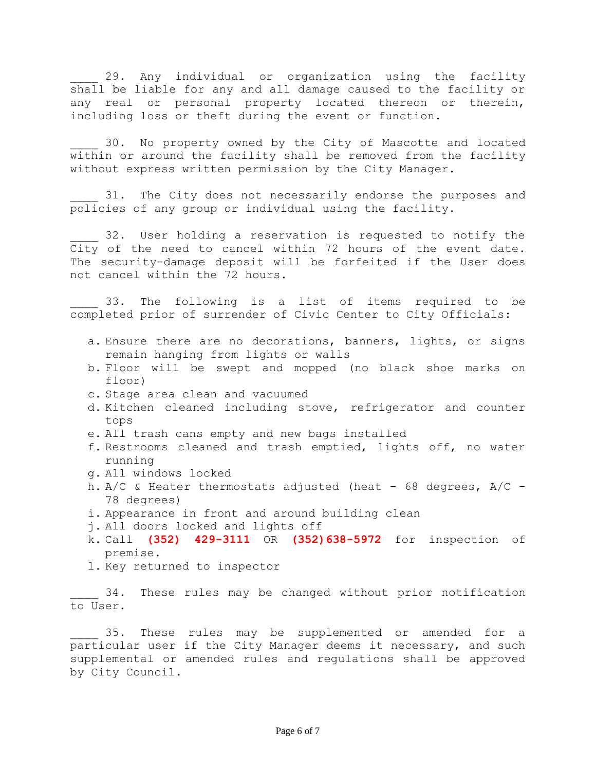____ 29. Any individual or organization using the facility shall be liable for any and all damage caused to the facility or any real or personal property located thereon or therein, including loss or theft during the event or function.

____ 30. No property owned by the City of Mascotte and located within or around the facility shall be removed from the facility without express written permission by the City Manager.

____ 31. The City does not necessarily endorse the purposes and policies of any group or individual using the facility.

____ 32. User holding a reservation is requested to notify the City of the need to cancel within 72 hours of the event date. The security-damage deposit will be forfeited if the User does not cancel within the 72 hours.

____ 33. The following is a list of items required to be completed prior of surrender of Civic Center to City Officials:

a. Ensure there are no decorations, banners, lights, or signs remain hanging from lights or walls
b. Floor will be swept and mopped (no black shoe marks on floor)
c. Stage area clean and vacuumed
d. Kitchen cleaned including stove, refrigerator and counter tops
e. All trash cans empty and new bags installed
f. Restrooms cleaned and trash emptied, lights off, no water running
g. All windows locked
h. A/C & Heater thermostats adjusted (heat - 68 degrees, A/C – 78 degrees)
i. Appearance in front and around building clean
j. All doors locked and lights off
k. Call **(352) 429-3111** OR **(352)638-5972** for inspection of premise.
l. Key returned to inspector

____ 34. These rules may be changed without prior notification to User.

____ 35. These rules may be supplemented or amended for a particular user if the City Manager deems it necessary, and such supplemental or amended rules and regulations shall be approved by City Council.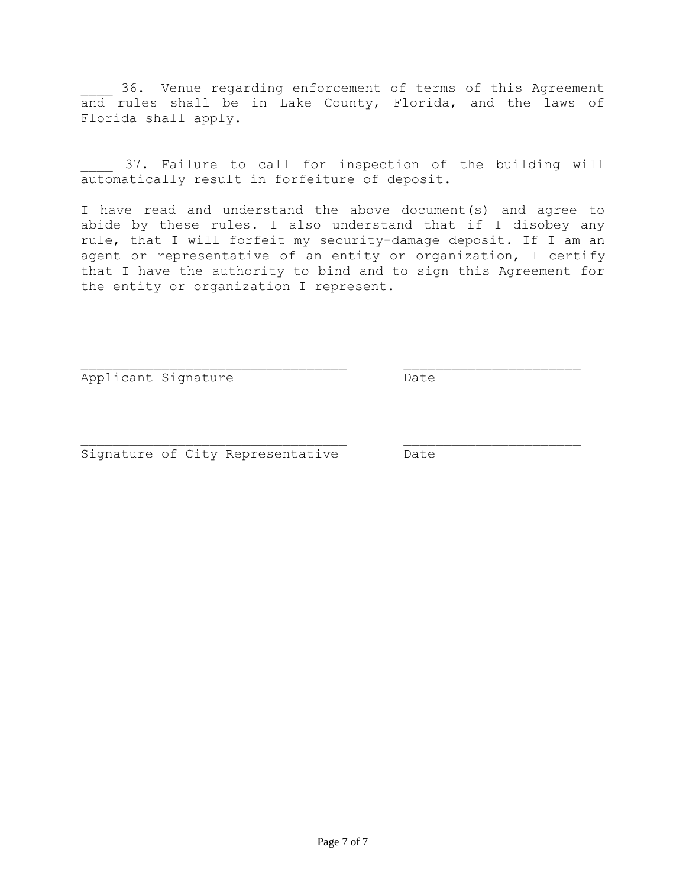____ 36. Venue regarding enforcement of terms of this Agreement and rules shall be in Lake County, Florida, and the laws of Florida shall apply.

____ 37. Failure to call for inspection of the building will automatically result in forfeiture of deposit.

I have read and understand the above document(s) and agree to abide by these rules. I also understand that if I disobey any rule, that I will forfeit my security-damage deposit. If I am an agent or representative of an entity or organization, I certify that I have the authority to bind and to sign this Agreement for the entity or organization I represent.

_________________________________ _____________________

Applicant Signature Date

_________________________________ _____________________

Signature of City Representative Date